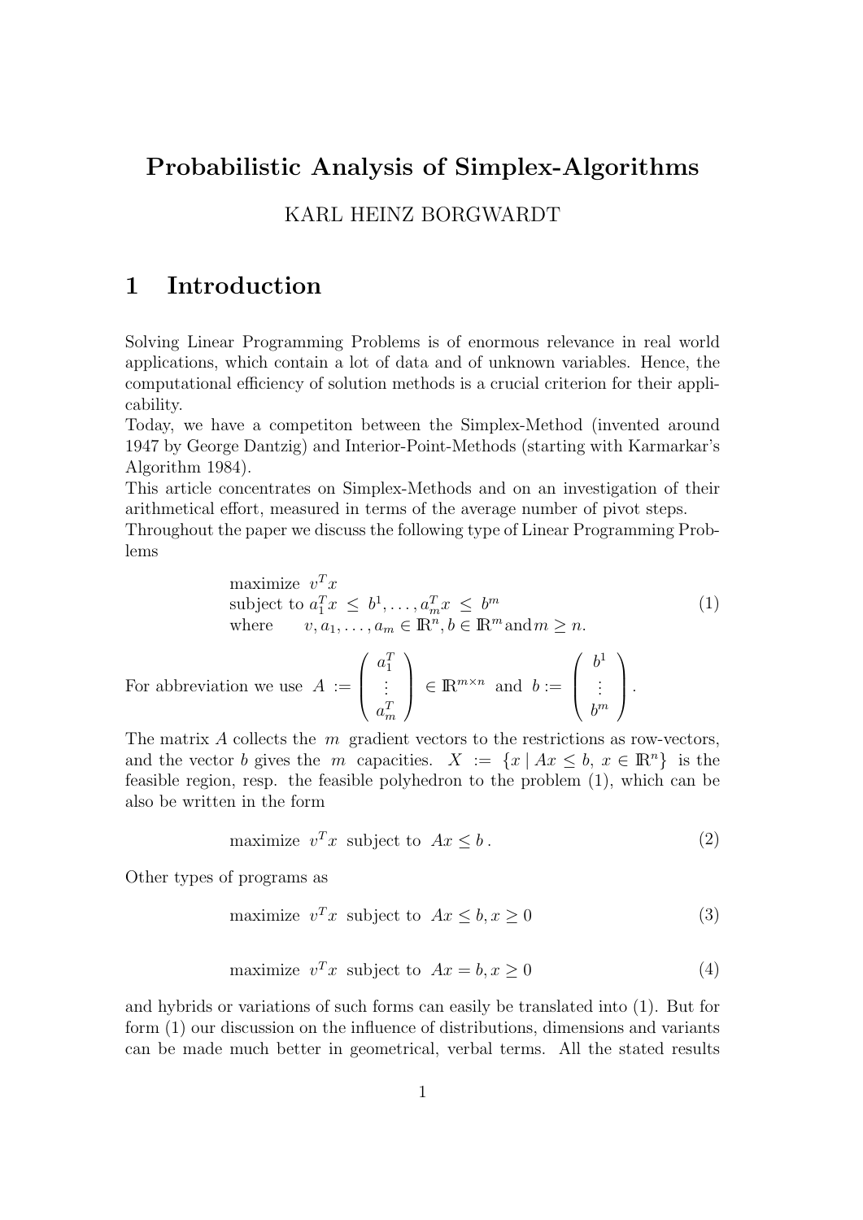# Probabilistic Analysis of Simplex-Algorithms

KARL HEINZ BORGWARDT

## 1 Introduction

Solving Linear Programming Problems is of enormous relevance in real world applications, which contain a lot of data and of unknown variables. Hence, the computational efficiency of solution methods is a crucial criterion for their applicability.

Today, we have a competiton between the Simplex-Method (invented around 1947 by George Dantzig) and Interior-Point-Methods (starting with Karmarkar's Algorithm 1984).

This article concentrates on Simplex-Methods and on an investigation of their arithmetical effort, measured in terms of the average number of pivot steps.

Throughout the paper we discuss the following type of Linear Programming Problems

$$
\begin{array}{ll}
\text{maximize} & v^T x \\
\text{subject to} & a_1^T x \le b^1, \ldots, a_m^T x \le b^m \\
\text{where} & v, a_1, \ldots, a_m \in \mathbb{R}^n, b \in \mathbb{R}^m \text{ and } m \ge n.
\end{array}
\tag{1}
$$

For abbreviation we use $A := \begin{pmatrix} a_1^T \\ \vdots \\ a_m^T \end{pmatrix} \in \mathbb{R}^{m \times n}$ and $b := \begin{pmatrix} b^1 \\ \vdots \\ b^m \end{pmatrix}$.

The matrix $A$ collects the $m$ gradient vectors to the restrictions as row-vectors, and the vector $b$ gives the $m$ capacities. $X := \{x \mid Ax \le b,\ x \in \mathbb{R}^n\}$ is the feasible region, resp. the feasible polyhedron to the problem (1), which can be also be written in the form

$$
\text{maximize } v^T x \text{ subject to } Ax \le b\,. \tag{2}
$$

Other types of programs as

$$
\text{maximize } v^T x \text{ subject to } Ax \le b, x \ge 0 \tag{3}
$$

$$
\text{maximize } v^T x \text{ subject to } Ax = b, x \ge 0 \tag{4}
$$

and hybrids or variations of such forms can easily be translated into (1). But for form (1) our discussion on the influence of distributions, dimensions and variants can be made much better in geometrical, verbal terms. All the stated results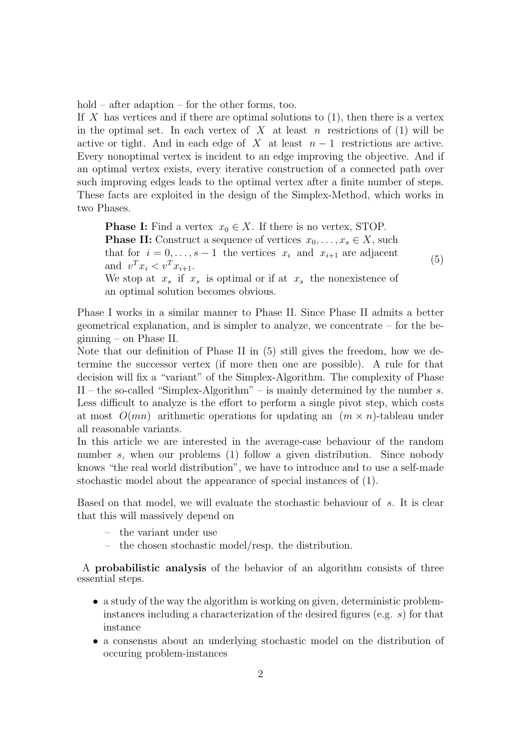hold – after adaption – for the other forms, too.
If $X$ has vertices and if there are optimal solutions to (1), then there is a vertex in the optimal set. In each vertex of $X$ at least $n$ restrictions of (1) will be active or tight. And in each edge of $X$ at least $n-1$ restrictions are active. Every nonoptimal vertex is incident to an edge improving the objective. And if an optimal vertex exists, every iterative construction of a connected path over such improving edges leads to the optimal vertex after a finite number of steps. These facts are exploited in the design of the Simplex-Method, which works in two Phases.

> **Phase I:** Find a vertex $x_0 \in X$. If there is no vertex, STOP.
> **Phase II:** Construct a sequence of vertices $x_0, \ldots, x_s \in X$, such that for $i = 0, \ldots, s-1$ the vertices $x_i$ and $x_{i+1}$ are adjacent and $v^T x_i < v^T x_{i+1}$.
> We stop at $x_s$ if $x_s$ is optimal or if at $x_s$ the nonexistence of an optimal solution becomes obvious. (5)

Phase I works in a similar manner to Phase II. Since Phase II admits a better geometrical explanation, and is simpler to analyze, we concentrate – for the beginning – on Phase II.
Note that our definition of Phase II in (5) still gives the freedom, how we determine the successor vertex (if more then one are possible). A rule for that decision will fix a "variant" of the Simplex-Algorithm. The complexity of Phase II – the so-called "Simplex-Algorithm" – is mainly determined by the number $s$. Less difficult to analyze is the effort to perform a single pivot step, which costs at most $O(mn)$ arithmetic operations for updating an $(m \times n)$-tableau under all reasonable variants.
In this article we are interested in the average-case behaviour of the random number $s$, when our problems (1) follow a given distribution. Since nobody knows "the real world distribution", we have to introduce and to use a self-made stochastic model about the appearance of special instances of (1).

Based on that model, we will evaluate the stochastic behaviour of $s$. It is clear that this will massively depend on

- the variant under use
- the chosen stochastic model/resp. the distribution.

A **probabilistic analysis** of the behavior of an algorithm consists of three essential steps.

- a study of the way the algorithm is working on given, deterministic problem-instances including a characterization of the desired figures (e.g. $s$) for that instance
- a consensus about an underlying stochastic model on the distribution of occuring problem-instances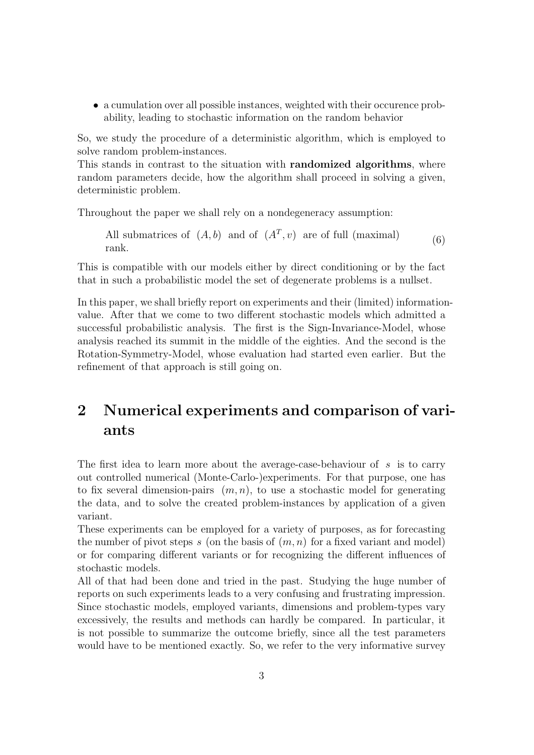- a cumulation over all possible instances, weighted with their occurence probability, leading to stochastic information on the random behavior

So, we study the procedure of a deterministic algorithm, which is employed to solve random problem-instances.
This stands in contrast to the situation with **randomized algorithms**, where random parameters decide, how the algorithm shall proceed in solving a given, deterministic problem.

Throughout the paper we shall rely on a nondegeneracy assumption:

$$\text{All submatrices of } (A, b) \text{ and of } (A^T, v) \text{ are of full (maximal) rank.} \tag{6}$$

This is compatible with our models either by direct conditioning or by the fact that in such a probabilistic model the set of degenerate problems is a nullset.

In this paper, we shall briefly report on experiments and their (limited) information-value. After that we come to two different stochastic models which admitted a successful probabilistic analysis. The first is the Sign-Invariance-Model, whose analysis reached its summit in the middle of the eighties. And the second is the Rotation-Symmetry-Model, whose evaluation had started even earlier. But the refinement of that approach is still going on.

## 2 Numerical experiments and comparison of variants

The first idea to learn more about the average-case-behaviour of $s$ is to carry out controlled numerical (Monte-Carlo-)experiments. For that purpose, one has to fix several dimension-pairs $(m, n)$, to use a stochastic model for generating the data, and to solve the created problem-instances by application of a given variant.
These experiments can be employed for a variety of purposes, as for forecasting the number of pivot steps $s$ (on the basis of $(m, n)$ for a fixed variant and model) or for comparing different variants or for recognizing the different influences of stochastic models.
All of that had been done and tried in the past. Studying the huge number of reports on such experiments leads to a very confusing and frustrating impression. Since stochastic models, employed variants, dimensions and problem-types vary excessively, the results and methods can hardly be compared. In particular, it is not possible to summarize the outcome briefly, since all the test parameters would have to be mentioned exactly. So, we refer to the very informative survey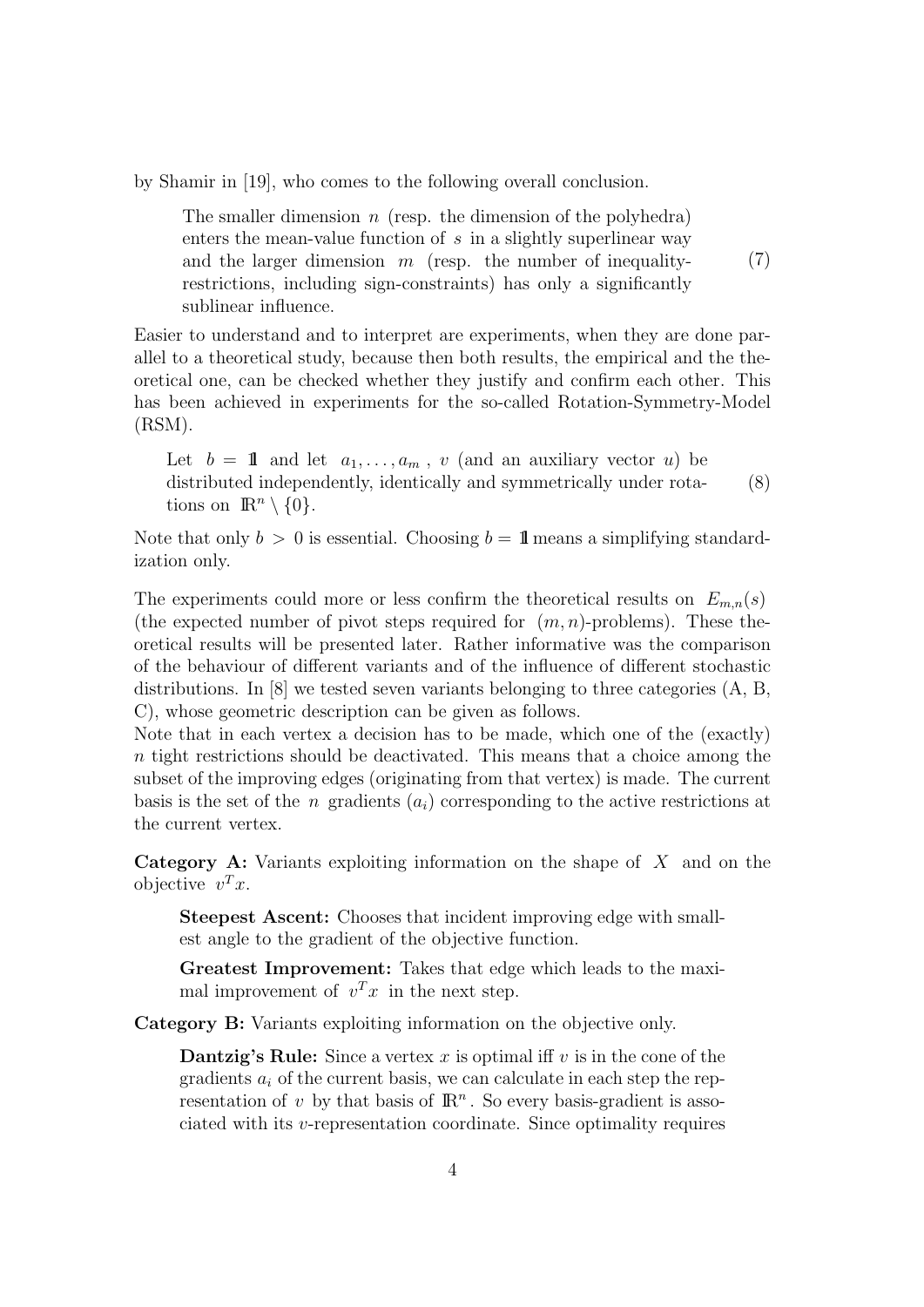by Shamir in [19], who comes to the following overall conclusion.

> The smaller dimension $n$ (resp. the dimension of the polyhedra) enters the mean-value function of $s$ in a slightly superlinear way and the larger dimension $m$ (resp. the number of inequality-restrictions, including sign-constraints) has only a significantly sublinear influence. (7)

Easier to understand and to interpret are experiments, when they are done parallel to a theoretical study, because then both results, the empirical and the theoretical one, can be checked whether they justify and confirm each other. This has been achieved in experiments for the so-called Rotation-Symmetry-Model (RSM).

> Let $b = \mathbb{1}$ and let $a_1, \ldots, a_m$, $v$ (and an auxiliary vector $u$) be distributed independently, identically and symmetrically under rotations on $\mathbb{R}^n \setminus \{0\}$. (8)

Note that only $b > 0$ is essential. Choosing $b = \mathbb{1}$ means a simplifying standardization only.

The experiments could more or less confirm the theoretical results on $E_{m,n}(s)$ (the expected number of pivot steps required for $(m, n)$-problems). These theoretical results will be presented later. Rather informative was the comparison of the behaviour of different variants and of the influence of different stochastic distributions. In [8] we tested seven variants belonging to three categories (A, B, C), whose geometric description can be given as follows.
Note that in each vertex a decision has to be made, which one of the (exactly) $n$ tight restrictions should be deactivated. This means that a choice among the subset of the improving edges (originating from that vertex) is made. The current basis is the set of the $n$ gradients $(a_i)$ corresponding to the active restrictions at the current vertex.

**Category A:** Variants exploiting information on the shape of $X$ and on the objective $v^T x$.

> **Steepest Ascent:** Chooses that incident improving edge with smallest angle to the gradient of the objective function.
>
> **Greatest Improvement:** Takes that edge which leads to the maximal improvement of $v^T x$ in the next step.

**Category B:** Variants exploiting information on the objective only.

> **Dantzig's Rule:** Since a vertex $x$ is optimal iff $v$ is in the cone of the gradients $a_i$ of the current basis, we can calculate in each step the representation of $v$ by that basis of $\mathbb{R}^n$. So every basis-gradient is associated with its $v$-representation coordinate. Since optimality requires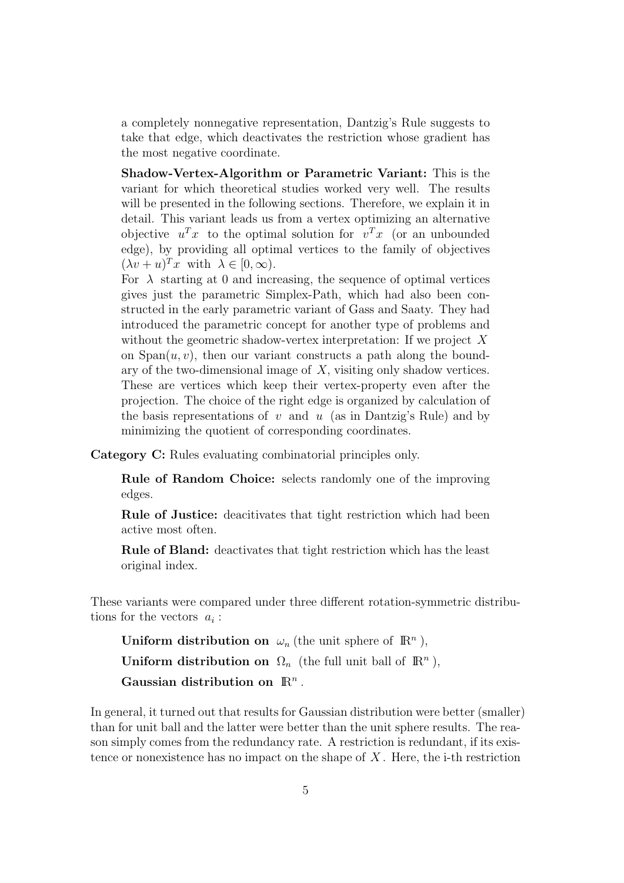a completely nonnegative representation, Dantzig's Rule suggests to take that edge, which deactivates the restriction whose gradient has the most negative coordinate.

**Shadow-Vertex-Algorithm or Parametric Variant:** This is the variant for which theoretical studies worked very well. The results will be presented in the following sections. Therefore, we explain it in detail. This variant leads us from a vertex optimizing an alternative objective $u^T x$ to the optimal solution for $v^T x$ (or an unbounded edge), by providing all optimal vertices to the family of objectives $(\lambda v + u)^T x$ with $\lambda \in [0, \infty)$.

For $\lambda$ starting at 0 and increasing, the sequence of optimal vertices gives just the parametric Simplex-Path, which had also been constructed in the early parametric variant of Gass and Saaty. They had introduced the parametric concept for another type of problems and without the geometric shadow-vertex interpretation: If we project $X$ on $\mathrm{Span}(u, v)$, then our variant constructs a path along the boundary of the two-dimensional image of $X$, visiting only shadow vertices. These are vertices which keep their vertex-property even after the projection. The choice of the right edge is organized by calculation of the basis representations of $v$ and $u$ (as in Dantzig's Rule) and by minimizing the quotient of corresponding coordinates.

**Category C:** Rules evaluating combinatorial principles only.

**Rule of Random Choice:** selects randomly one of the improving edges.

**Rule of Justice:** deacitivates that tight restriction which had been active most often.

**Rule of Bland:** deactivates that tight restriction which has the least original index.

These variants were compared under three different rotation-symmetric distributions for the vectors $a_i$ :

**Uniform distribution on** $\omega_n$ (the unit sphere of $\mathbb{R}^n$ ),

**Uniform distribution on** $\Omega_n$ (the full unit ball of $\mathbb{R}^n$ ),

**Gaussian distribution on** $\mathbb{R}^n$ .

In general, it turned out that results for Gaussian distribution were better (smaller) than for unit ball and the latter were better than the unit sphere results. The reason simply comes from the redundancy rate. A restriction is redundant, if its existence or nonexistence has no impact on the shape of $X$. Here, the i-th restriction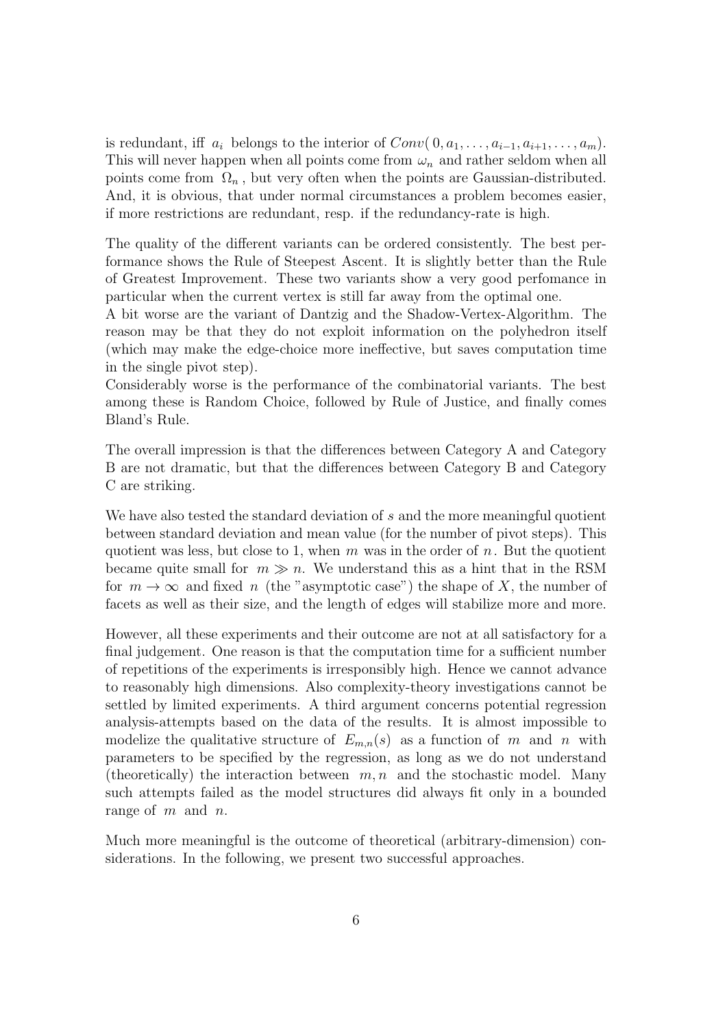is redundant, iff $a_i$ belongs to the interior of $Conv(0, a_1, \ldots, a_{i-1}, a_{i+1}, \ldots, a_m)$. This will never happen when all points come from $\omega_n$ and rather seldom when all points come from $\Omega_n$, but very often when the points are Gaussian-distributed. And, it is obvious, that under normal circumstances a problem becomes easier, if more restrictions are redundant, resp. if the redundancy-rate is high.

The quality of the different variants can be ordered consistently. The best performance shows the Rule of Steepest Ascent. It is slightly better than the Rule of Greatest Improvement. These two variants show a very good perfomance in particular when the current vertex is still far away from the optimal one.
A bit worse are the variant of Dantzig and the Shadow-Vertex-Algorithm. The reason may be that they do not exploit information on the polyhedron itself (which may make the edge-choice more ineffective, but saves computation time in the single pivot step).
Considerably worse is the performance of the combinatorial variants. The best among these is Random Choice, followed by Rule of Justice, and finally comes Bland's Rule.

The overall impression is that the differences between Category A and Category B are not dramatic, but that the differences between Category B and Category C are striking.

We have also tested the standard deviation of $s$ and the more meaningful quotient between standard deviation and mean value (for the number of pivot steps). This quotient was less, but close to 1, when $m$ was in the order of $n$. But the quotient became quite small for $m \gg n$. We understand this as a hint that in the RSM for $m \to \infty$ and fixed $n$ (the "asymptotic case") the shape of $X$, the number of facets as well as their size, and the length of edges will stabilize more and more.

However, all these experiments and their outcome are not at all satisfactory for a final judgement. One reason is that the computation time for a sufficient number of repetitions of the experiments is irresponsibly high. Hence we cannot advance to reasonably high dimensions. Also complexity-theory investigations cannot be settled by limited experiments. A third argument concerns potential regression analysis-attempts based on the data of the results. It is almost impossible to modelize the qualitative structure of $E_{m,n}(s)$ as a function of $m$ and $n$ with parameters to be specified by the regression, as long as we do not understand (theoretically) the interaction between $m, n$ and the stochastic model. Many such attempts failed as the model structures did always fit only in a bounded range of $m$ and $n$.

Much more meaningful is the outcome of theoretical (arbitrary-dimension) considerations. In the following, we present two successful approaches.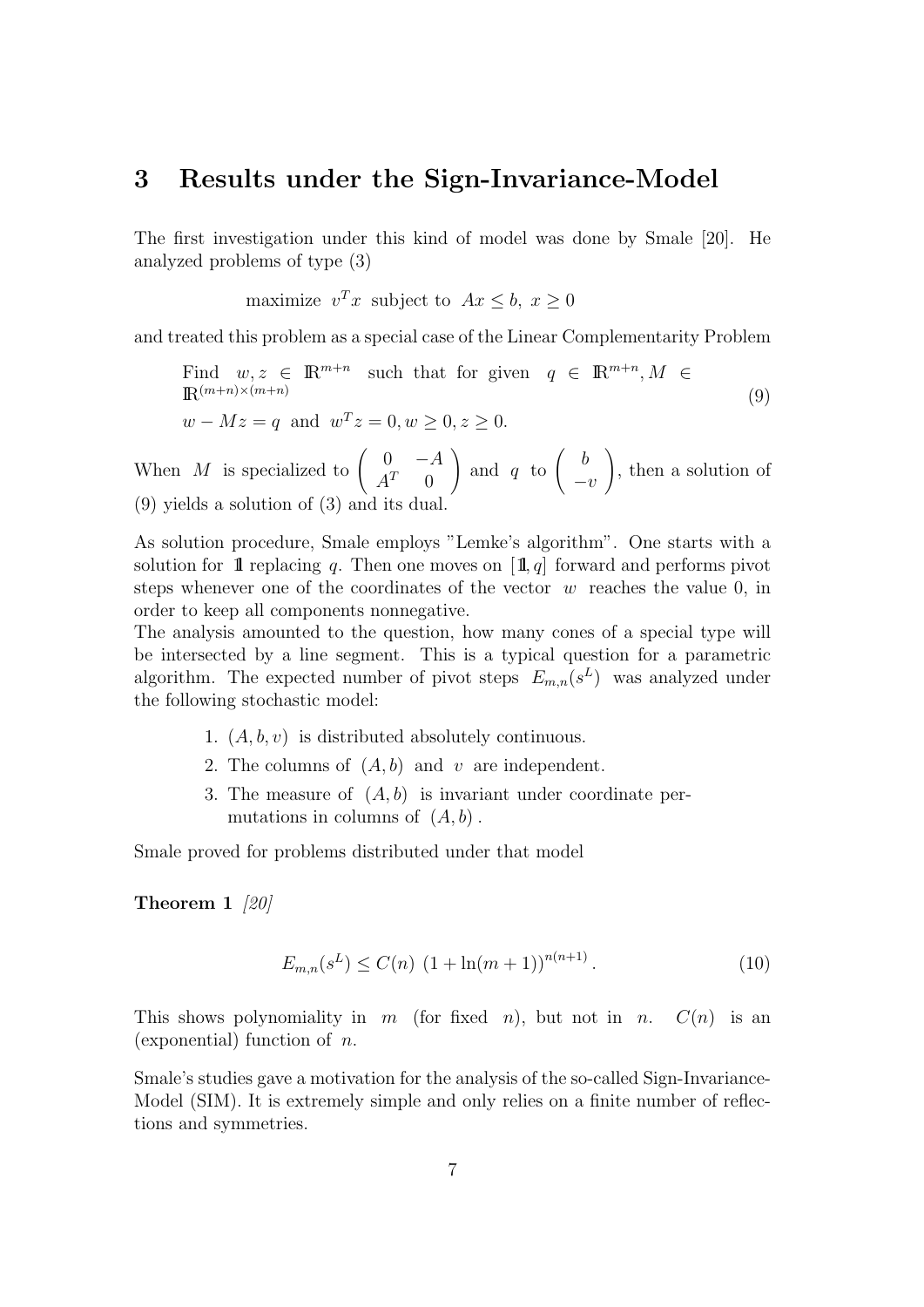## 3 Results under the Sign-Invariance-Model

The first investigation under this kind of model was done by Smale [20]. He analyzed problems of type (3)

$$\text{maximize } v^T x \text{ subject to } Ax \le b,\ x \ge 0$$

and treated this problem as a special case of the Linear Complementarity Problem

$$\begin{array}{l} \text{Find } w, z \in \mathbb{R}^{m+n} \text{ such that for given } q \in \mathbb{R}^{m+n}, M \in \mathbb{R}^{(m+n)\times(m+n)} \\ w - Mz = q \text{ and } w^T z = 0, w \ge 0, z \ge 0. \end{array} \tag{9}$$

When $M$ is specialized to $\begin{pmatrix} 0 & -A \\ A^T & 0 \end{pmatrix}$ and $q$ to $\begin{pmatrix} b \\ -v \end{pmatrix}$, then a solution of (9) yields a solution of (3) and its dual.

As solution procedure, Smale employs "Lemke's algorithm". One starts with a solution for $\mathbb{1}$ replacing $q$. Then one moves on $[\mathbb{1}, q]$ forward and performs pivot steps whenever one of the coordinates of the vector $w$ reaches the value 0, in order to keep all components nonnegative.
The analysis amounted to the question, how many cones of a special type will be intersected by a line segment. This is a typical question for a parametric algorithm. The expected number of pivot steps $E_{m,n}(s^L)$ was analyzed under the following stochastic model:

1. $(A, b, v)$ is distributed absolutely continuous.
2. The columns of $(A, b)$ and $v$ are independent.
3. The measure of $(A, b)$ is invariant under coordinate permutations in columns of $(A, b)$.

Smale proved for problems distributed under that model

**Theorem 1** *[20]*

$$E_{m,n}(s^L) \le C(n)\ (1 + \ln(m+1))^{n(n+1)}. \tag{10}$$

This shows polynomiality in $m$ (for fixed $n$), but not in $n$. $C(n)$ is an (exponential) function of $n$.

Smale's studies gave a motivation for the analysis of the so-called Sign-Invariance-Model (SIM). It is extremely simple and only relies on a finite number of reflections and symmetries.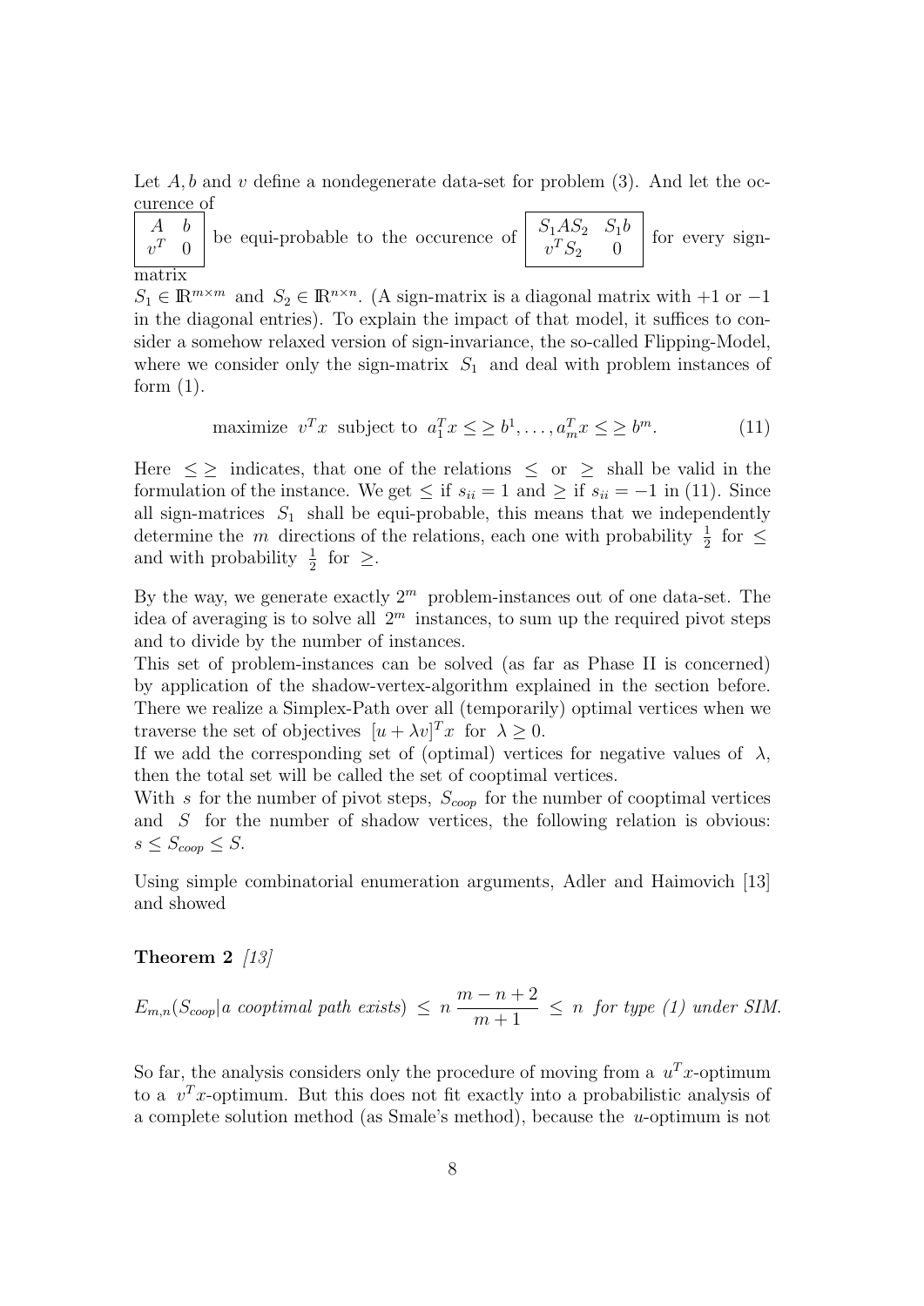Let $A, b$ and $v$ define a nondegenerate data-set for problem (3). And let the occurence of $\boxed{\begin{array}{cc} A & b \\ v^T & 0 \end{array}}$ be equi-probable to the occurence of $\boxed{\begin{array}{cc} S_1 A S_2 & S_1 b \\ v^T S_2 & 0 \end{array}}$ for every sign-matrix $S_1 \in \mathbb{R}^{m \times m}$ and $S_2 \in \mathbb{R}^{n \times n}$. (A sign-matrix is a diagonal matrix with $+1$ or $-1$ in the diagonal entries). To explain the impact of that model, it suffices to consider a somehow relaxed version of sign-invariance, the so-called Flipping-Model, where we consider only the sign-matrix $S_1$ and deal with problem instances of form (1).

$$\text{maximize } v^T x \text{ subject to } a_1^T x \leq\geq b^1, \ldots, a_m^T x \leq\geq b^m. \tag{11}$$

Here $\leq\geq$ indicates, that one of the relations $\leq$ or $\geq$ shall be valid in the formulation of the instance. We get $\leq$ if $s_{ii} = 1$ and $\geq$ if $s_{ii} = -1$ in (11). Since all sign-matrices $S_1$ shall be equi-probable, this means that we independently determine the $m$ directions of the relations, each one with probability $\frac{1}{2}$ for $\leq$ and with probability $\frac{1}{2}$ for $\geq$.

By the way, we generate exactly $2^m$ problem-instances out of one data-set. The idea of averaging is to solve all $2^m$ instances, to sum up the required pivot steps and to divide by the number of instances.
This set of problem-instances can be solved (as far as Phase II is concerned) by application of the shadow-vertex-algorithm explained in the section before. There we realize a Simplex-Path over all (temporarily) optimal vertices when we traverse the set of objectives $[u + \lambda v]^T x$ for $\lambda \geq 0$.
If we add the corresponding set of (optimal) vertices for negative values of $\lambda$, then the total set will be called the set of cooptimal vertices.
With $s$ for the number of pivot steps, $S_{coop}$ for the number of cooptimal vertices and $S$ for the number of shadow vertices, the following relation is obvious: $s \leq S_{coop} \leq S$.

Using simple combinatorial enumeration arguments, Adler and Haimovich [13] and showed

**Theorem 2** *[13]*

$$E_{m,n}(S_{coop}|\textit{a cooptimal path exists}) \leq n \, \frac{m-n+2}{m+1} \leq n \ \textit{for type (1) under SIM.}$$

So far, the analysis considers only the procedure of moving from a $u^T x$-optimum to a $v^T x$-optimum. But this does not fit exactly into a probabilistic analysis of a complete solution method (as Smale's method), because the $u$-optimum is not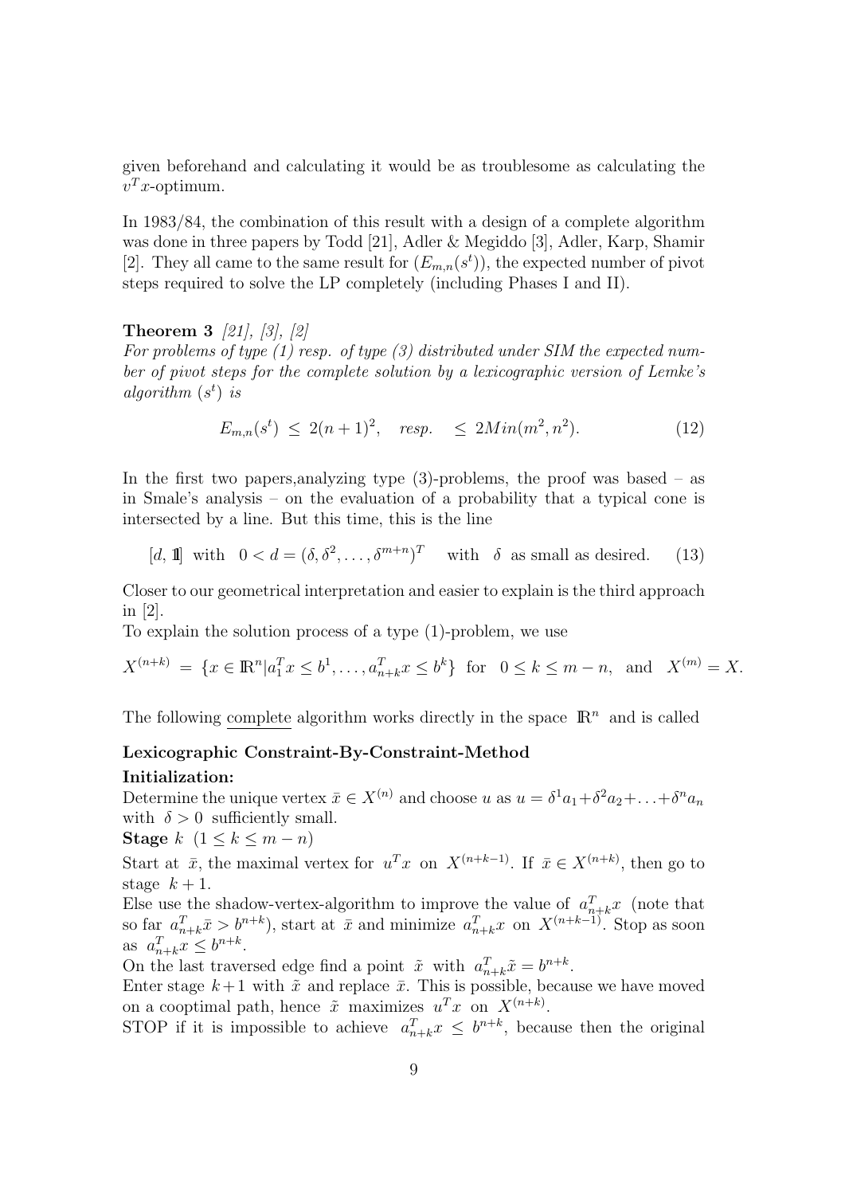given beforehand and calculating it would be as troublesome as calculating the $v^T x$-optimum.

In 1983/84, the combination of this result with a design of a complete algorithm was done in three papers by Todd [21], Adler & Megiddo [3], Adler, Karp, Shamir [2]. They all came to the same result for $(E_{m,n}(s^t))$, the expected number of pivot steps required to solve the LP completely (including Phases I and II).

**Theorem 3** *[21], [3], [2]*
*For problems of type (1) resp. of type (3) distributed under SIM the expected number of pivot steps for the complete solution by a lexicographic version of Lemke's algorithm $(s^t)$ is*

$$E_{m,n}(s^t) \leq 2(n+1)^2, \quad resp. \quad \leq 2Min(m^2, n^2). \tag{12}$$

In the first two papers,analyzing type (3)-problems, the proof was based – as in Smale's analysis – on the evaluation of a probability that a typical cone is intersected by a line. But this time, this is the line

$$[d, \mathbb{1}] \text{ with } \quad 0 < d = (\delta, \delta^2, \ldots, \delta^{m+n})^T \quad \text{ with } \quad \delta \text{ as small as desired.} \tag{13}$$

Closer to our geometrical interpretation and easier to explain is the third approach in [2].

To explain the solution process of a type (1)-problem, we use

$$X^{(n+k)} = \{x \in \mathbb{R}^n | a_1^T x \leq b^1, \ldots, a_{n+k}^T x \leq b^k\} \text{ for } \quad 0 \leq k \leq m-n, \text{ and } \quad X^{(m)} = X.$$

The following complete algorithm works directly in the space $\mathbb{R}^n$ and is called

**Lexicographic Constraint-By-Constraint-Method**

**Initialization:**
Determine the unique vertex $\bar{x} \in X^{(n)}$ and choose $u$ as $u = \delta^1 a_1 + \delta^2 a_2 + \ldots + \delta^n a_n$ with $\delta > 0$ sufficiently small.

**Stage** $k$ $(1 \leq k \leq m-n)$

Start at $\bar{x}$, the maximal vertex for $u^T x$ on $X^{(n+k-1)}$. If $\bar{x} \in X^{(n+k)}$, then go to stage $k+1$.

Else use the shadow-vertex-algorithm to improve the value of $a_{n+k}^T x$ (note that so far $a_{n+k}^T \bar{x} > b^{n+k}$), start at $\bar{x}$ and minimize $a_{n+k}^T x$ on $X^{(n+k-1)}$. Stop as soon as $a_{n+k}^T x \leq b^{n+k}$.

On the last traversed edge find a point $\tilde{x}$ with $a_{n+k}^T \tilde{x} = b^{n+k}$.

Enter stage $k+1$ with $\tilde{x}$ and replace $\bar{x}$. This is possible, because we have moved on a cooptimal path, hence $\tilde{x}$ maximizes $u^T x$ on $X^{(n+k)}$.

STOP if it is impossible to achieve $a_{n+k}^T x \leq b^{n+k}$, because then the original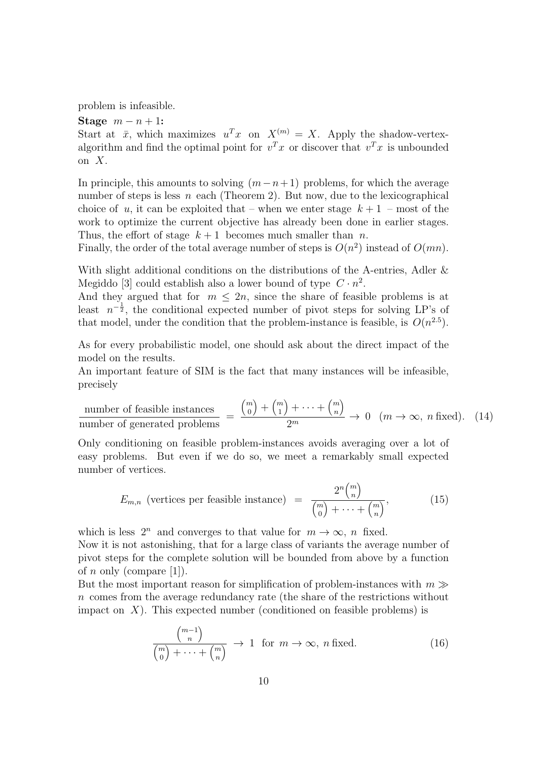problem is infeasible.

**Stage** $m-n+1$**:**
Start at $\bar{x}$, which maximizes $u^T x$ on $X^{(m)} = X$. Apply the shadow-vertex-algorithm and find the optimal point for $v^T x$ or discover that $v^T x$ is unbounded on $X$.

In principle, this amounts to solving $(m-n+1)$ problems, for which the average number of steps is less $n$ each (Theorem 2). But now, due to the lexicographical choice of $u$, it can be exploited that – when we enter stage $k+1$ – most of the work to optimize the current objective has already been done in earlier stages. Thus, the effort of stage $k+1$ becomes much smaller than $n$.
Finally, the order of the total average number of steps is $O(n^2)$ instead of $O(mn)$.

With slight additional conditions on the distributions of the A-entries, Adler & Megiddo [3] could establish also a lower bound of type $C \cdot n^2$.
And they argued that for $m \leq 2n$, since the share of feasible problems is at least $n^{-\frac{1}{2}}$, the conditional expected number of pivot steps for solving LP's of that model, under the condition that the problem-instance is feasible, is $O(n^{2.5})$.

As for every probabilistic model, one should ask about the direct impact of the model on the results.
An important feature of SIM is the fact that many instances will be infeasible, precisely

$$\frac{\text{number of feasible instances}}{\text{number of generated problems}} = \frac{\binom{m}{0} + \binom{m}{1} + \cdots + \binom{m}{n}}{2^m} \to 0 \quad (m \to \infty,\ n \text{ fixed}). \tag{14}$$

Only conditioning on feasible problem-instances avoids averaging over a lot of easy problems. But even if we do so, we meet a remarkably small expected number of vertices.

$$E_{m,n} \text{ (vertices per feasible instance)} = \frac{2^n \binom{m}{n}}{\binom{m}{0} + \cdots + \binom{m}{n}}, \tag{15}$$

which is less $2^n$ and converges to that value for $m \to \infty$, $n$ fixed.
Now it is not astonishing, that for a large class of variants the average number of pivot steps for the complete solution will be bounded from above by a function of $n$ only (compare [1]).
But the most important reason for simplification of problem-instances with $m \gg n$ comes from the average redundancy rate (the share of the restrictions without impact on $X$). This expected number (conditioned on feasible problems) is

$$\frac{\binom{m-1}{n}}{\binom{m}{0} + \cdots + \binom{m}{n}} \to 1 \text{ for } m \to \infty,\ n \text{ fixed}. \tag{16}$$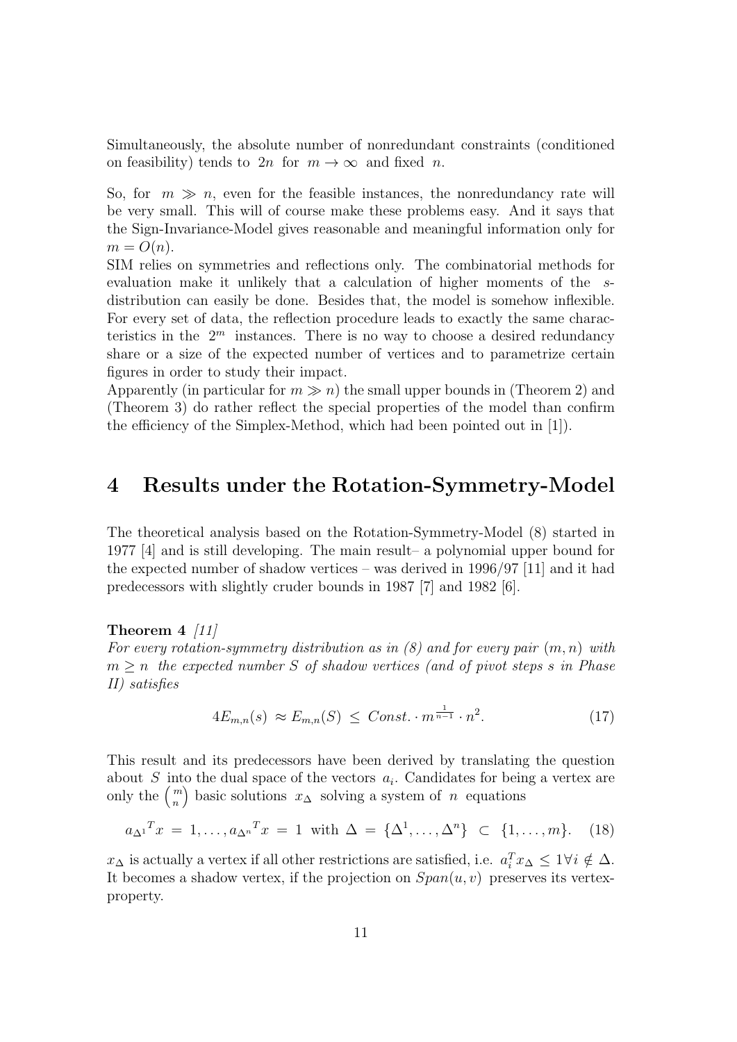Simultaneously, the absolute number of nonredundant constraints (conditioned on feasibility) tends to $2n$ for $m \to \infty$ and fixed $n$.

So, for $m \gg n$, even for the feasible instances, the nonredundancy rate will be very small. This will of course make these problems easy. And it says that the Sign-Invariance-Model gives reasonable and meaningful information only for $m = O(n)$.
SIM relies on symmetries and reflections only. The combinatorial methods for evaluation make it unlikely that a calculation of higher moments of the $s$-distribution can easily be done. Besides that, the model is somehow inflexible. For every set of data, the reflection procedure leads to exactly the same characteristics in the $2^m$ instances. There is no way to choose a desired redundancy share or a size of the expected number of vertices and to parametrize certain figures in order to study their impact.
Apparently (in particular for $m \gg n$) the small upper bounds in (Theorem 2) and (Theorem 3) do rather reflect the special properties of the model than confirm the efficiency of the Simplex-Method, which had been pointed out in [1]).

# 4 Results under the Rotation-Symmetry-Model

The theoretical analysis based on the Rotation-Symmetry-Model (8) started in 1977 [4] and is still developing. The main result– a polynomial upper bound for the expected number of shadow vertices – was derived in 1996/97 [11] and it had predecessors with slightly cruder bounds in 1987 [7] and 1982 [6].

**Theorem 4** *[11]*
*For every rotation-symmetry distribution as in (8) and for every pair $(m, n)$ with $m \geq n$ the expected number $S$ of shadow vertices (and of pivot steps $s$ in Phase II) satisfies*

$$4E_{m,n}(s) \approx E_{m,n}(S) \leq Const. \cdot m^{\frac{1}{n-1}} \cdot n^2. \tag{17}$$

This result and its predecessors have been derived by translating the question about $S$ into the dual space of the vectors $a_i$. Candidates for being a vertex are only the $\binom{m}{n}$ basic solutions $x_\Delta$ solving a system of $n$ equations

$$a_{\Delta^1}{}^T x = 1, \ldots, a_{\Delta^n}{}^T x = 1 \text{ with } \Delta = \{\Delta^1, \ldots, \Delta^n\} \subset \{1, \ldots, m\}. \tag{18}$$

$x_\Delta$ is actually a vertex if all other restrictions are satisfied, i.e. $a_i^T x_\Delta \leq 1 \forall i \notin \Delta$. It becomes a shadow vertex, if the projection on $Span(u, v)$ preserves its vertex-property.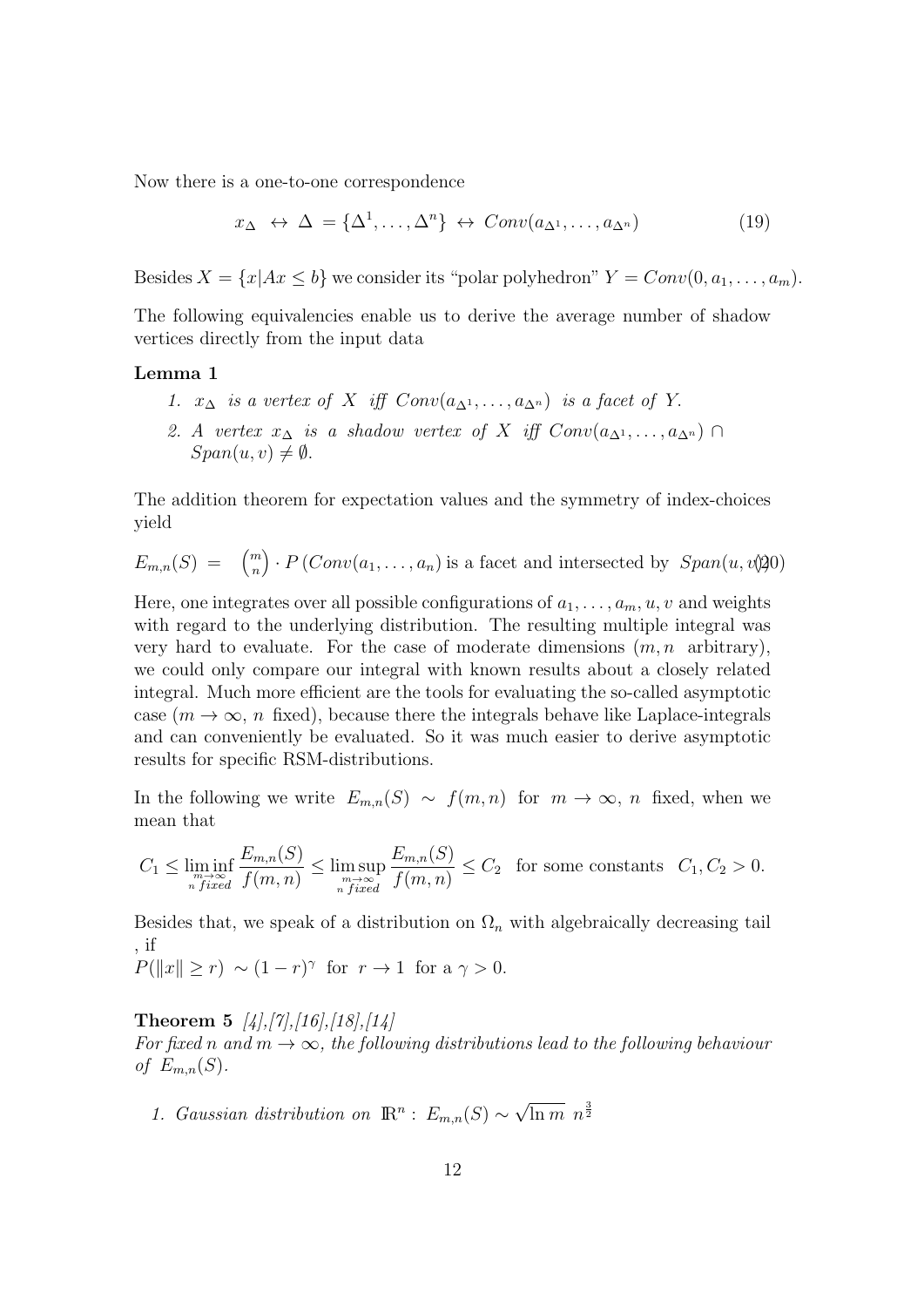Now there is a one-to-one correspondence

$$x_\Delta \;\leftrightarrow\; \Delta = \{\Delta^1, \ldots, \Delta^n\} \;\leftrightarrow\; Conv(a_{\Delta^1}, \ldots, a_{\Delta^n}) \tag{19}$$

Besides $X = \{x|Ax \leq b\}$ we consider its "polar polyhedron" $Y = Conv(0, a_1, \ldots, a_m)$.

The following equivalencies enable us to derive the average number of shadow vertices directly from the input data

**Lemma 1**

1. *$x_\Delta$ is a vertex of $X$ iff $Conv(a_{\Delta^1}, \ldots, a_{\Delta^n})$ is a facet of $Y$.*
2. *A vertex $x_\Delta$ is a shadow vertex of $X$ iff $Conv(a_{\Delta^1}, \ldots, a_{\Delta^n}) \cap Span(u, v) \neq \emptyset$.*

The addition theorem for expectation values and the symmetry of index-choices yield

$$E_{m,n}(S) = \binom{m}{n} \cdot P\left(Conv(a_1, \ldots, a_n) \text{ is a facet and intersected by } Span(u, v)\right) \tag{20}$$

Here, one integrates over all possible configurations of $a_1, \ldots, a_m, u, v$ and weights with regard to the underlying distribution. The resulting multiple integral was very hard to evaluate. For the case of moderate dimensions ($m, n$ arbitrary), we could only compare our integral with known results about a closely related integral. Much more efficient are the tools for evaluating the so-called asymptotic case ($m \to \infty$, $n$ fixed), because there the integrals behave like Laplace-integrals and can conveniently be evaluated. So it was much easier to derive asymptotic results for specific RSM-distributions.

In the following we write $E_{m,n}(S) \sim f(m,n)$ for $m \to \infty$, $n$ fixed, when we mean that

$$C_1 \leq \liminf_{\substack{m\to\infty \\ n\, fixed}} \frac{E_{m,n}(S)}{f(m,n)} \leq \limsup_{\substack{m\to\infty \\ n\, fixed}} \frac{E_{m,n}(S)}{f(m,n)} \leq C_2 \quad \text{for some constants} \quad C_1, C_2 > 0.$$

Besides that, we speak of a distribution on $\Omega_n$ with algebraically decreasing tail , if
$P(\|x\| \geq r) \sim (1-r)^\gamma$ for $r \to 1$ for a $\gamma > 0$.

**Theorem 5** *[4],[7],[16],[18],[14]*
*For fixed n and $m \to \infty$, the following distributions lead to the following behaviour of $E_{m,n}(S)$.*

1. *Gaussian distribution on $\mathbb{R}^n$ : $E_{m,n}(S) \sim \sqrt{\ln m}\; n^{\frac{3}{2}}$*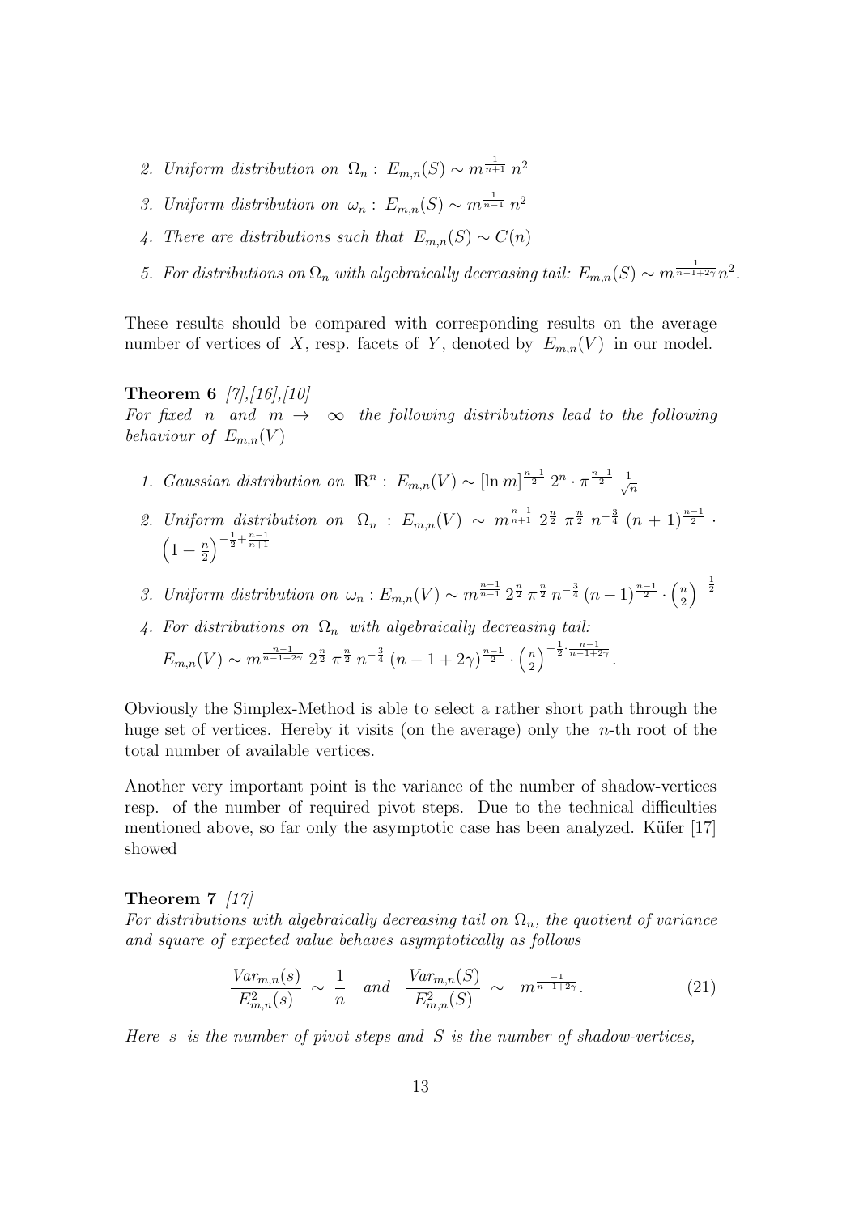2. *Uniform distribution on* $\Omega_n$ : $E_{m,n}(S) \sim m^{\frac{1}{n+1}}\, n^2$
3. *Uniform distribution on* $\omega_n$ : $E_{m,n}(S) \sim m^{\frac{1}{n-1}}\, n^2$
4. *There are distributions such that* $E_{m,n}(S) \sim C(n)$
5. *For distributions on* $\Omega_n$ *with algebraically decreasing tail:* $E_{m,n}(S) \sim m^{\frac{1}{n-1+2\gamma}} n^2$.

These results should be compared with corresponding results on the average number of vertices of $X$, resp. facets of $Y$, denoted by $E_{m,n}(V)$ in our model.

**Theorem 6** *[7],[16],[10]*
*For fixed* $n$ *and* $m \to \infty$ *the following distributions lead to the following behaviour of* $E_{m,n}(V)$

1. *Gaussian distribution on* $\mathbb{R}^n$ : $E_{m,n}(V) \sim [\ln m]^{\frac{n-1}{2}}\, 2^n \cdot \pi^{\frac{n-1}{2}}\, \frac{1}{\sqrt{n}}$
2. *Uniform distribution on* $\Omega_n$ : $E_{m,n}(V) \sim m^{\frac{n-1}{n+1}}\, 2^{\frac{n}{2}}\, \pi^{\frac{n}{2}}\, n^{-\frac{3}{4}}\, (n+1)^{\frac{n-1}{2}} \cdot \left(1+\frac{n}{2}\right)^{-\frac{1}{2}+\frac{n-1}{n+1}}$
3. *Uniform distribution on* $\omega_n : E_{m,n}(V) \sim m^{\frac{n-1}{n-1}}\, 2^{\frac{n}{2}}\, \pi^{\frac{n}{2}}\, n^{-\frac{3}{4}}\, (n-1)^{\frac{n-1}{2}} \cdot \left(\frac{n}{2}\right)^{-\frac{1}{2}}$
4. *For distributions on* $\Omega_n$ *with algebraically decreasing tail:*
   $E_{m,n}(V) \sim m^{\frac{n-1}{n-1+2\gamma}}\, 2^{\frac{n}{2}}\, \pi^{\frac{n}{2}}\, n^{-\frac{3}{4}}\, (n-1+2\gamma)^{\frac{n-1}{2}} \cdot \left(\frac{n}{2}\right)^{-\frac{1}{2}\cdot\frac{n-1}{n-1+2\gamma}}$.

Obviously the Simplex-Method is able to select a rather short path through the huge set of vertices. Hereby it visits (on the average) only the $n$-th root of the total number of available vertices.

Another very important point is the variance of the number of shadow-vertices resp. of the number of required pivot steps. Due to the technical difficulties mentioned above, so far only the asymptotic case has been analyzed. Küfer [17] showed

**Theorem 7** *[17]*
*For distributions with algebraically decreasing tail on* $\Omega_n$*, the quotient of variance and square of expected value behaves asymptotically as follows*

$$\frac{Var_{m,n}(s)}{E^2_{m,n}(s)} \sim \frac{1}{n} \quad and \quad \frac{Var_{m,n}(S)}{E^2_{m,n}(S)} \sim m^{\frac{-1}{n-1+2\gamma}}. \tag{21}$$

*Here* $s$ *is the number of pivot steps and* $S$ *is the number of shadow-vertices,*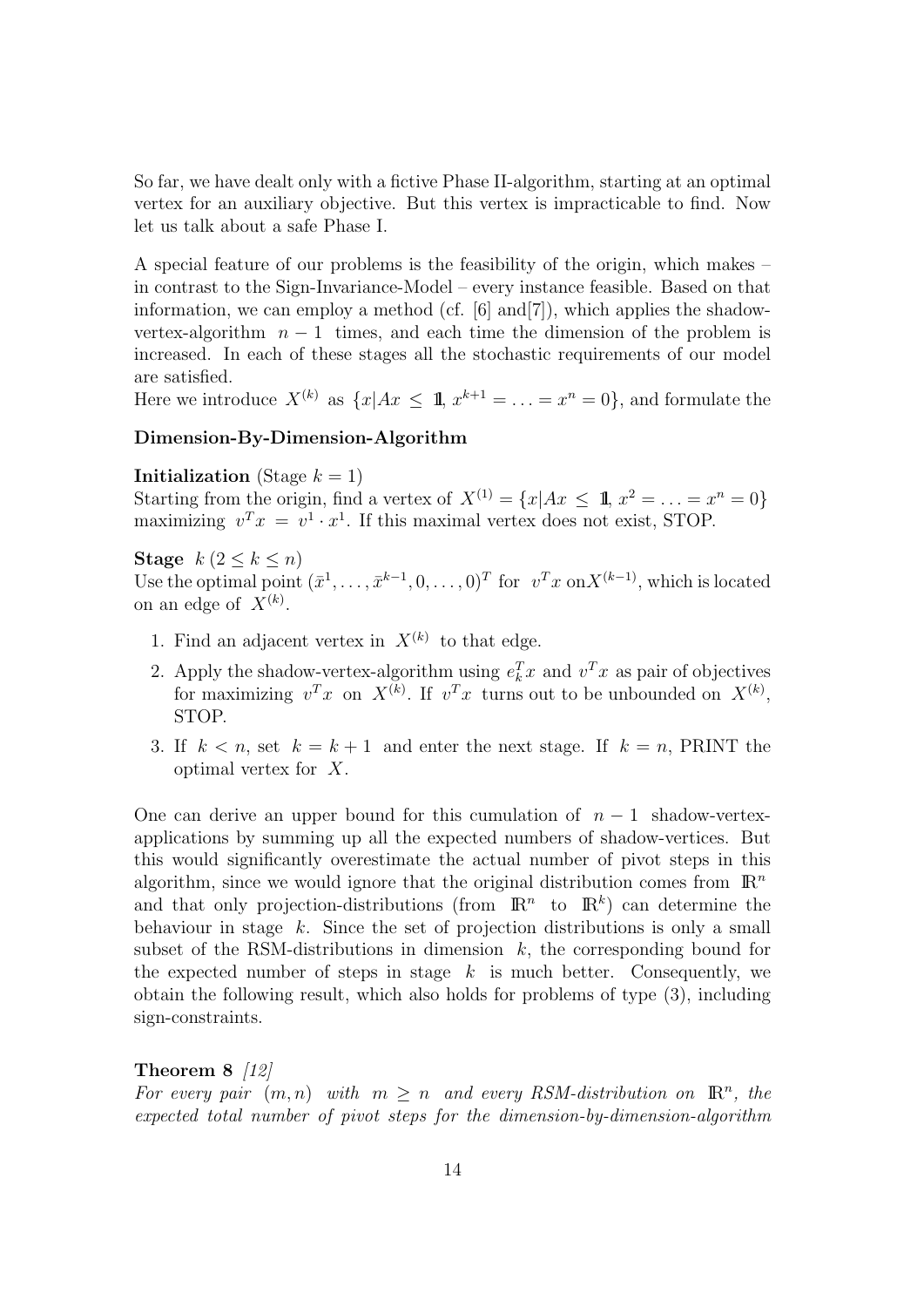So far, we have dealt only with a fictive Phase II-algorithm, starting at an optimal vertex for an auxiliary objective. But this vertex is impracticable to find. Now let us talk about a safe Phase I.

A special feature of our problems is the feasibility of the origin, which makes – in contrast to the Sign-Invariance-Model – every instance feasible. Based on that information, we can employ a method (cf. [6] and[7]), which applies the shadow-vertex-algorithm $n-1$ times, and each time the dimension of the problem is increased. In each of these stages all the stochastic requirements of our model are satisfied.

Here we introduce $X^{(k)}$ as $\{x|Ax \leq \mathbb{1}, x^{k+1} = \ldots = x^n = 0\}$, and formulate the

**Dimension-By-Dimension-Algorithm**

**Initialization** (Stage $k = 1$)

Starting from the origin, find a vertex of $X^{(1)} = \{x|Ax \leq \mathbb{1}, x^2 = \ldots = x^n = 0\}$ maximizing $v^T x = v^1 \cdot x^1$. If this maximal vertex does not exist, STOP.

**Stage** $k$ $(2 \leq k \leq n)$

Use the optimal point $(\bar{x}^1, \ldots, \bar{x}^{k-1}, 0, \ldots, 0)^T$ for $v^T x$ on $X^{(k-1)}$, which is located on an edge of $X^{(k)}$.

1. Find an adjacent vertex in $X^{(k)}$ to that edge.
2. Apply the shadow-vertex-algorithm using $e_k^T x$ and $v^T x$ as pair of objectives for maximizing $v^T x$ on $X^{(k)}$. If $v^T x$ turns out to be unbounded on $X^{(k)}$, STOP.
3. If $k < n$, set $k = k + 1$ and enter the next stage. If $k = n$, PRINT the optimal vertex for $X$.

One can derive an upper bound for this cumulation of $n-1$ shadow-vertex-applications by summing up all the expected numbers of shadow-vertices. But this would significantly overestimate the actual number of pivot steps in this algorithm, since we would ignore that the original distribution comes from $\mathbb{R}^n$ and that only projection-distributions (from $\mathbb{R}^n$ to $\mathbb{R}^k$) can determine the behaviour in stage $k$. Since the set of projection distributions is only a small subset of the RSM-distributions in dimension $k$, the corresponding bound for the expected number of steps in stage $k$ is much better. Consequently, we obtain the following result, which also holds for problems of type (3), including sign-constraints.

**Theorem 8** *[12]*

*For every pair $(m, n)$ with $m \geq n$ and every RSM-distribution on $\mathbb{R}^n$, the expected total number of pivot steps for the dimension-by-dimension-algorithm*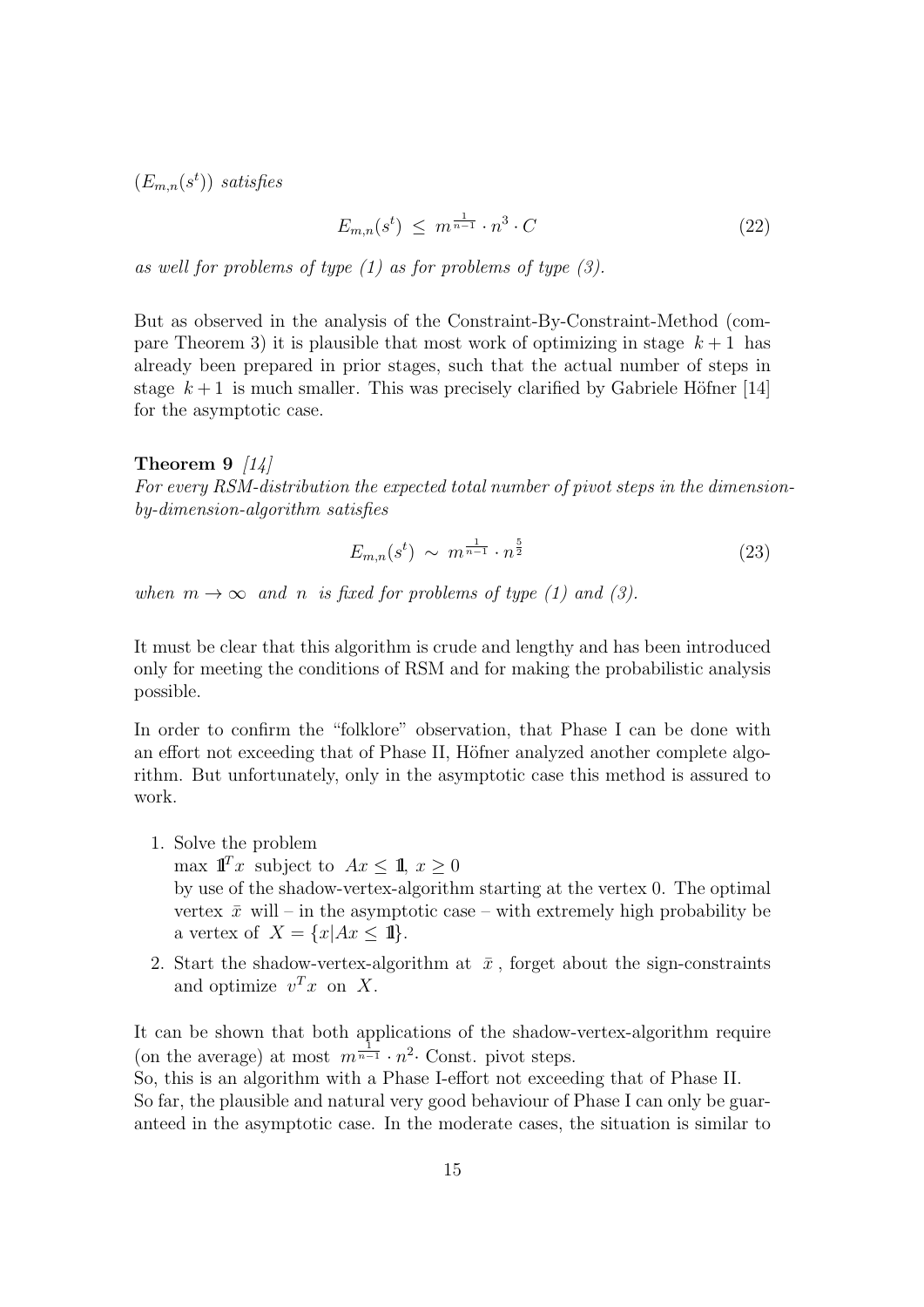$(E_{m,n}(s^t))$ *satisfies*

$$E_{m,n}(s^t) \;\leq\; m^{\frac{1}{n-1}} \cdot n^3 \cdot C \tag{22}$$

*as well for problems of type (1) as for problems of type (3).*

But as observed in the analysis of the Constraint-By-Constraint-Method (compare Theorem 3) it is plausible that most work of optimizing in stage $k+1$ has already been prepared in prior stages, such that the actual number of steps in stage $k+1$ is much smaller. This was precisely clarified by Gabriele Höfner [14] for the asymptotic case.

**Theorem 9** *[14]*
*For every RSM-distribution the expected total number of pivot steps in the dimension-by-dimension-algorithm satisfies*

$$E_{m,n}(s^t) \;\sim\; m^{\frac{1}{n-1}} \cdot n^{\frac{5}{2}} \tag{23}$$

*when* $m \to \infty$ *and* $n$ *is fixed for problems of type (1) and (3).*

It must be clear that this algorithm is crude and lengthy and has been introduced only for meeting the conditions of RSM and for making the probabilistic analysis possible.

In order to confirm the "folklore" observation, that Phase I can be done with an effort not exceeding that of Phase II, Höfner analyzed another complete algorithm. But unfortunately, only in the asymptotic case this method is assured to work.

1. Solve the problem
   $\max\ \mathbb{1}^T x$ subject to $Ax \leq \mathbb{1},\ x \geq 0$
   by use of the shadow-vertex-algorithm starting at the vertex 0. The optimal vertex $\bar{x}$ will – in the asymptotic case – with extremely high probability be a vertex of $X = \{x | Ax \leq \mathbb{1}\}$.
2. Start the shadow-vertex-algorithm at $\bar{x}$, forget about the sign-constraints and optimize $v^T x$ on $X$.

It can be shown that both applications of the shadow-vertex-algorithm require (on the average) at most $m^{\frac{1}{n-1}} \cdot n^2 \cdot$ Const. pivot steps.
So, this is an algorithm with a Phase I-effort not exceeding that of Phase II.
So far, the plausible and natural very good behaviour of Phase I can only be guaranteed in the asymptotic case. In the moderate cases, the situation is similar to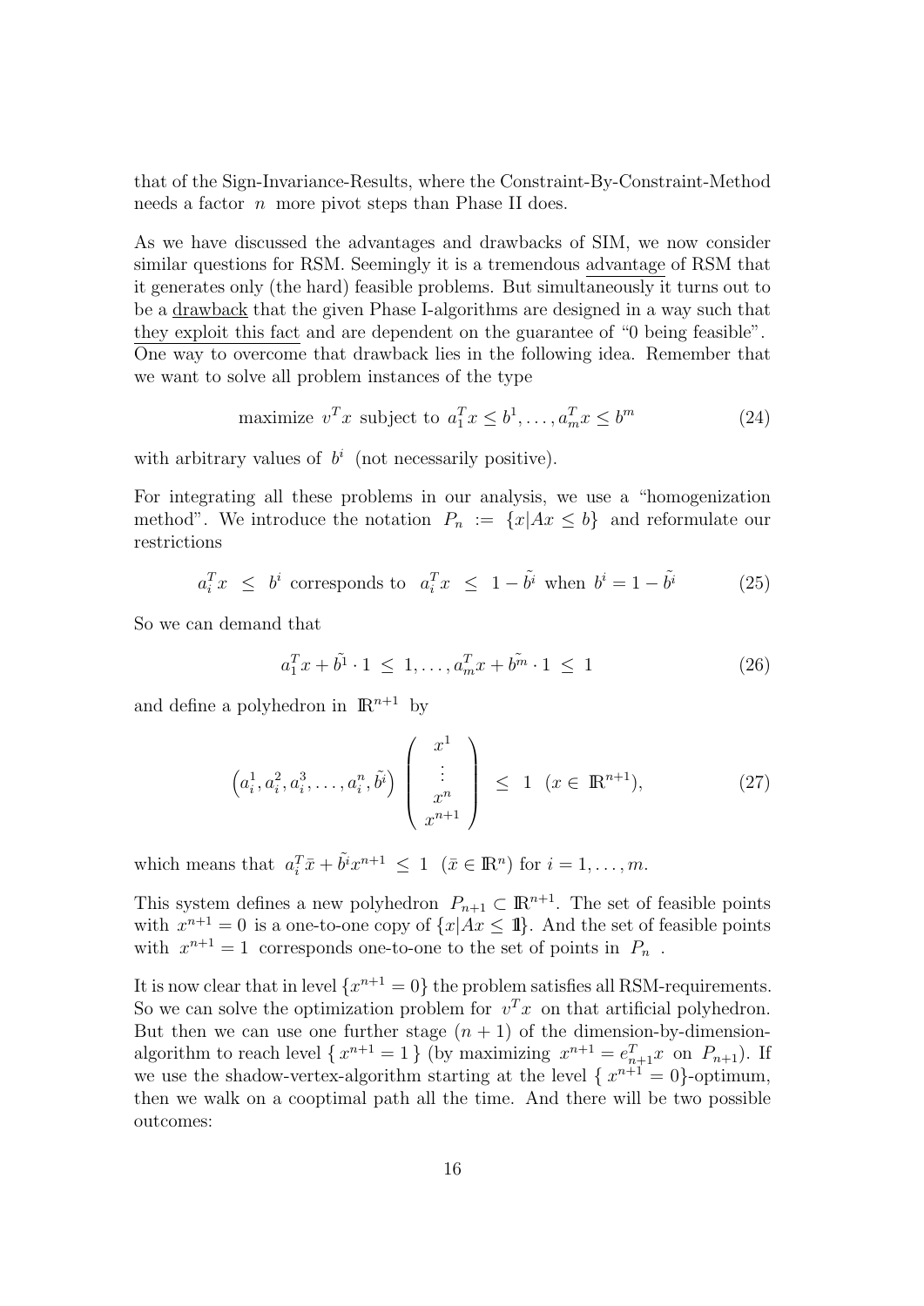that of the Sign-Invariance-Results, where the Constraint-By-Constraint-Method needs a factor $n$ more pivot steps than Phase II does.

As we have discussed the advantages and drawbacks of SIM, we now consider similar questions for RSM. Seemingly it is a tremendous advantage of RSM that it generates only (the hard) feasible problems. But simultaneously it turns out to be a drawback that the given Phase I-algorithms are designed in a way such that they exploit this fact and are dependent on the guarantee of "0 being feasible". One way to overcome that drawback lies in the following idea. Remember that we want to solve all problem instances of the type

$$\text{maximize } v^T x \text{ subject to } a_1^T x \leq b^1, \ldots, a_m^T x \leq b^m \tag{24}$$

with arbitrary values of $b^i$ (not necessarily positive).

For integrating all these problems in our analysis, we use a "homogenization method". We introduce the notation $P_n := \{x | Ax \leq b\}$ and reformulate our restrictions

$$a_i^T x \;\leq\; b^i \text{ corresponds to } \;a_i^T x \;\leq\; 1 - \tilde{b^i} \text{ when } b^i = 1 - \tilde{b^i} \tag{25}$$

So we can demand that

$$a_1^T x + \tilde{b^1} \cdot 1 \;\leq\; 1, \ldots, a_m^T x + \tilde{b^m} \cdot 1 \;\leq\; 1 \tag{26}$$

and define a polyhedron in $\mathbb{R}^{n+1}$ by

$$\left(a_i^1, a_i^2, a_i^3, \ldots, a_i^n, \tilde{b^i}\right) \begin{pmatrix} x^1 \\ \vdots \\ x^n \\ x^{n+1} \end{pmatrix} \;\leq\; 1 \;\; (x \in \mathbb{R}^{n+1}), \tag{27}$$

which means that $a_i^T \bar{x} + \tilde{b^i} x^{n+1} \;\leq\; 1 \;\; (\bar{x} \in \mathbb{R}^n)$ for $i = 1, \ldots, m$.

This system defines a new polyhedron $P_{n+1} \subset \mathbb{R}^{n+1}$. The set of feasible points with $x^{n+1} = 0$ is a one-to-one copy of $\{x | Ax \leq \mathbb{1}\}$. And the set of feasible points with $x^{n+1} = 1$ corresponds one-to-one to the set of points in $P_n$.

It is now clear that in level $\{x^{n+1} = 0\}$ the problem satisfies all RSM-requirements. So we can solve the optimization problem for $v^T x$ on that artificial polyhedron. But then we can use one further stage $(n+1)$ of the dimension-by-dimension-algorithm to reach level $\{\, x^{n+1} = 1 \,\}$ (by maximizing $x^{n+1} = e_{n+1}^T x$ on $P_{n+1}$). If we use the shadow-vertex-algorithm starting at the level $\{\, x^{n+1} = 0\}$-optimum, then we walk on a cooptimal path all the time. And there will be two possible outcomes: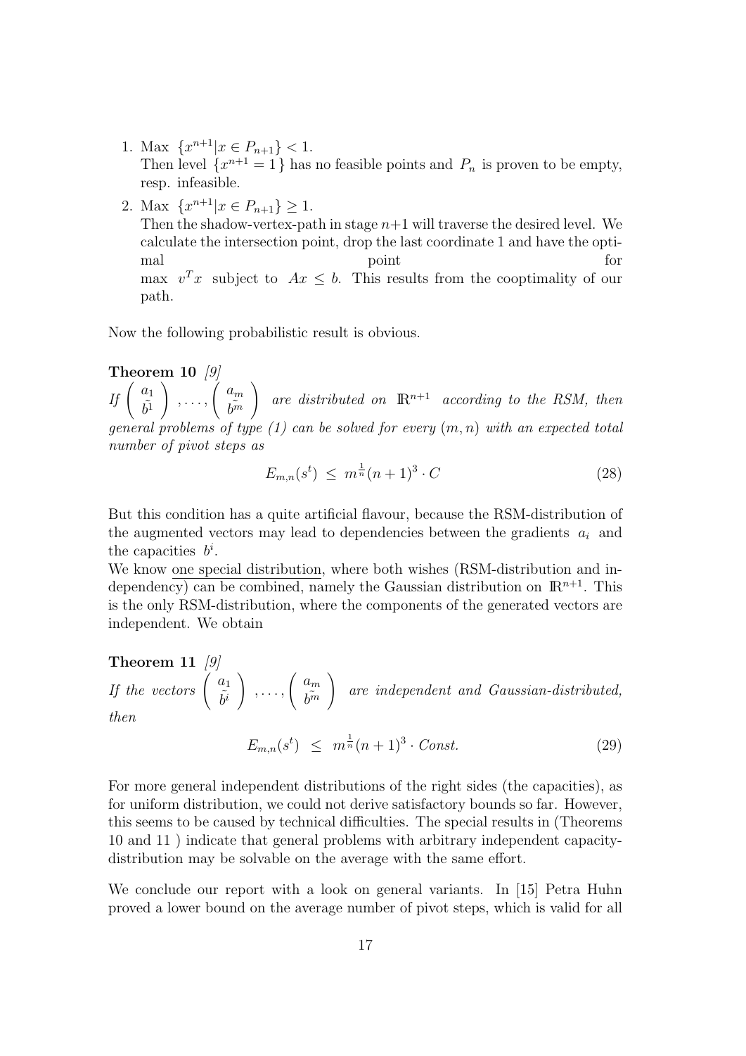1. Max $\{x^{n+1} | x \in P_{n+1}\} < 1$.
   Then level $\{x^{n+1} = 1\}$ has no feasible points and $P_n$ is proven to be empty, resp. infeasible.

2. Max $\{x^{n+1} | x \in P_{n+1}\} \geq 1$.
   Then the shadow-vertex-path in stage $n+1$ will traverse the desired level. We calculate the intersection point, drop the last coordinate 1 and have the optimal point for max $v^T x$ subject to $Ax \leq b$. This results from the cooptimality of our path.

Now the following probabilistic result is obvious.

**Theorem 10** *[9]*
*If* $\begin{pmatrix} a_1 \\ \tilde{b}^1 \end{pmatrix}, \ldots, \begin{pmatrix} a_m \\ \tilde{b^m} \end{pmatrix}$ *are distributed on* $\mathbb{R}^{n+1}$ *according to the RSM, then general problems of type (1) can be solved for every* $(m, n)$ *with an expected total number of pivot steps as*

$$E_{m,n}(s^t) \leq m^{\frac{1}{n}}(n+1)^3 \cdot C \tag{28}$$

But this condition has a quite artificial flavour, because the RSM-distribution of the augmented vectors may lead to dependencies between the gradients $a_i$ and the capacities $b^i$.
We know <u>one special distribution</u>, where both wishes (RSM-distribution and independency) can be combined, namely the Gaussian distribution on $\mathbb{R}^{n+1}$. This is the only RSM-distribution, where the components of the generated vectors are independent. We obtain

**Theorem 11** *[9]*
*If the vectors* $\begin{pmatrix} a_1 \\ \tilde{b}^i \end{pmatrix}, \ldots, \begin{pmatrix} a_m \\ \tilde{b^m} \end{pmatrix}$ *are independent and Gaussian-distributed, then*

$$E_{m,n}(s^t) \leq m^{\frac{1}{n}}(n+1)^3 \cdot Const. \tag{29}$$

For more general independent distributions of the right sides (the capacities), as for uniform distribution, we could not derive satisfactory bounds so far. However, this seems to be caused by technical difficulties. The special results in (Theorems 10 and 11 ) indicate that general problems with arbitrary independent capacity-distribution may be solvable on the average with the same effort.

We conclude our report with a look on general variants. In [15] Petra Huhn proved a lower bound on the average number of pivot steps, which is valid for all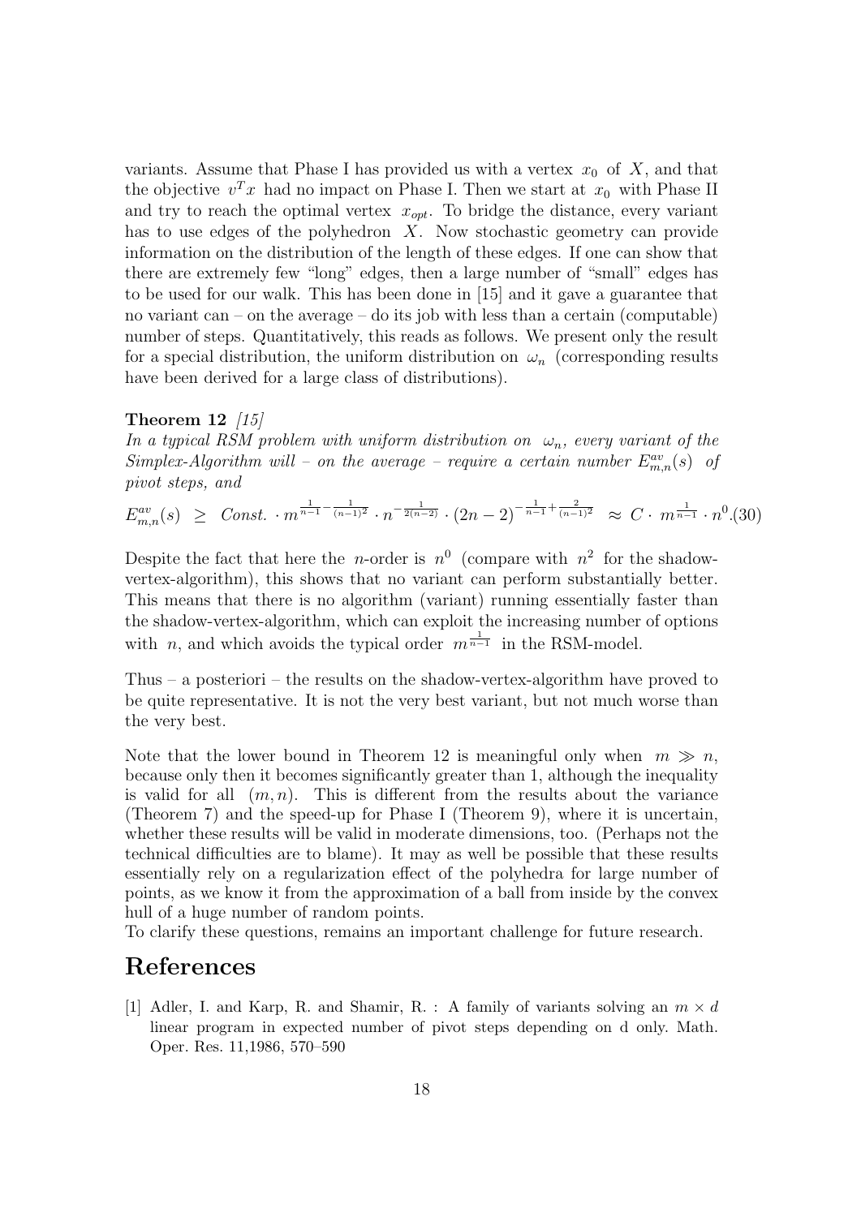variants. Assume that Phase I has provided us with a vertex $x_0$ of $X$, and that the objective $v^T x$ had no impact on Phase I. Then we start at $x_0$ with Phase II and try to reach the optimal vertex $x_{opt}$. To bridge the distance, every variant has to use edges of the polyhedron $X$. Now stochastic geometry can provide information on the distribution of the length of these edges. If one can show that there are extremely few "long" edges, then a large number of "small" edges has to be used for our walk. This has been done in [15] and it gave a guarantee that no variant can – on the average – do its job with less than a certain (computable) number of steps. Quantitatively, this reads as follows. We present only the result for a special distribution, the uniform distribution on $\omega_n$ (corresponding results have been derived for a large class of distributions).

**Theorem 12** *[15]*
*In a typical RSM problem with uniform distribution on $\omega_n$, every variant of the Simplex-Algorithm will – on the average – require a certain number $E^{av}_{m,n}(s)$ of pivot steps, and*

$$E^{av}_{m,n}(s) \;\geq\; Const. \cdot m^{\frac{1}{n-1}-\frac{1}{(n-1)^2}} \cdot n^{-\frac{1}{2(n-2)}} \cdot (2n-2)^{-\frac{1}{n-1}+\frac{2}{(n-1)^2}} \;\approx\; C \cdot m^{\frac{1}{n-1}} \cdot n^0. \tag{30}$$

Despite the fact that here the $n$-order is $n^0$ (compare with $n^2$ for the shadow-vertex-algorithm), this shows that no variant can perform substantially better. This means that there is no algorithm (variant) running essentially faster than the shadow-vertex-algorithm, which can exploit the increasing number of options with $n$, and which avoids the typical order $m^{\frac{1}{n-1}}$ in the RSM-model.

Thus – a posteriori – the results on the shadow-vertex-algorithm have proved to be quite representative. It is not the very best variant, but not much worse than the very best.

Note that the lower bound in Theorem 12 is meaningful only when $m \gg n$, because only then it becomes significantly greater than 1, although the inequality is valid for all $(m, n)$. This is different from the results about the variance (Theorem 7) and the speed-up for Phase I (Theorem 9), where it is uncertain, whether these results will be valid in moderate dimensions, too. (Perhaps not the technical difficulties are to blame). It may as well be possible that these results essentially rely on a regularization effect of the polyhedra for large number of points, as we know it from the approximation of a ball from inside by the convex hull of a huge number of random points.
To clarify these questions, remains an important challenge for future research.

# References

[1] Adler, I. and Karp, R. and Shamir, R. : A family of variants solving an $m \times d$ linear program in expected number of pivot steps depending on d only. Math. Oper. Res. 11,1986, 570–590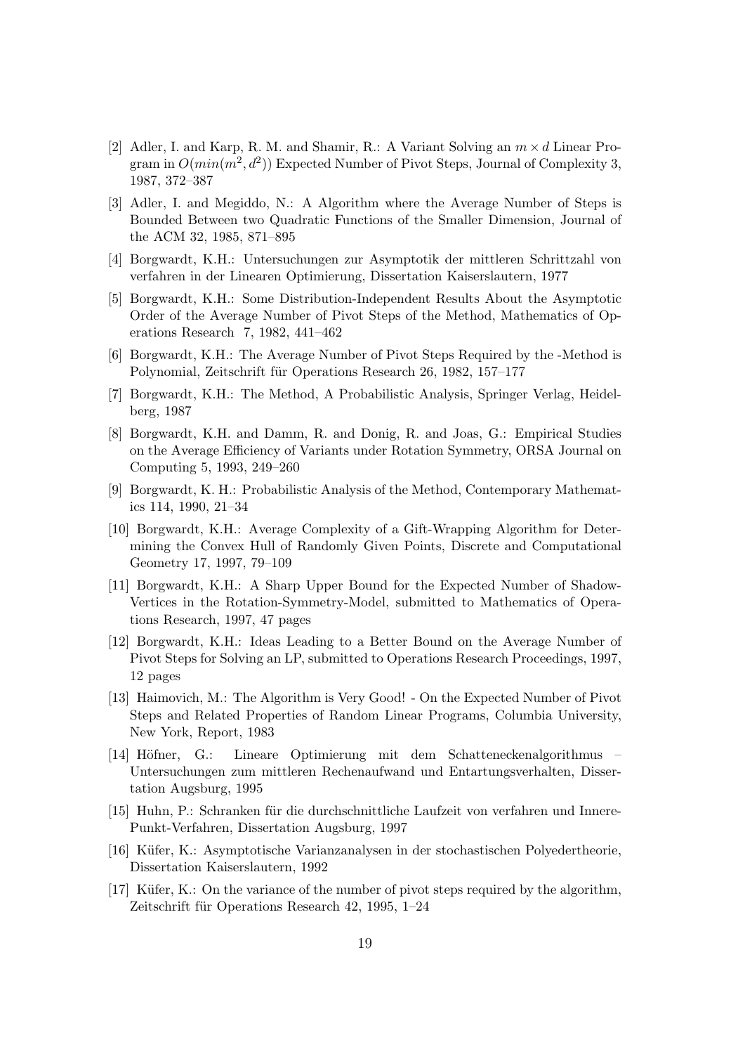[2] Adler, I. and Karp, R. M. and Shamir, R.: A Variant Solving an $m \times d$ Linear Program in $O(min(m^2, d^2))$ Expected Number of Pivot Steps, Journal of Complexity 3, 1987, 372–387

[3] Adler, I. and Megiddo, N.: A Algorithm where the Average Number of Steps is Bounded Between two Quadratic Functions of the Smaller Dimension, Journal of the ACM 32, 1985, 871–895

[4] Borgwardt, K.H.: Untersuchungen zur Asymptotik der mittleren Schrittzahl von verfahren in der Linearen Optimierung, Dissertation Kaiserslautern, 1977

[5] Borgwardt, K.H.: Some Distribution-Independent Results About the Asymptotic Order of the Average Number of Pivot Steps of the Method, Mathematics of Operations Research 7, 1982, 441–462

[6] Borgwardt, K.H.: The Average Number of Pivot Steps Required by the -Method is Polynomial, Zeitschrift für Operations Research 26, 1982, 157–177

[7] Borgwardt, K.H.: The Method, A Probabilistic Analysis, Springer Verlag, Heidelberg, 1987

[8] Borgwardt, K.H. and Damm, R. and Donig, R. and Joas, G.: Empirical Studies on the Average Efficiency of Variants under Rotation Symmetry, ORSA Journal on Computing 5, 1993, 249–260

[9] Borgwardt, K. H.: Probabilistic Analysis of the Method, Contemporary Mathematics 114, 1990, 21–34

[10] Borgwardt, K.H.: Average Complexity of a Gift-Wrapping Algorithm for Determining the Convex Hull of Randomly Given Points, Discrete and Computational Geometry 17, 1997, 79–109

[11] Borgwardt, K.H.: A Sharp Upper Bound for the Expected Number of Shadow-Vertices in the Rotation-Symmetry-Model, submitted to Mathematics of Operations Research, 1997, 47 pages

[12] Borgwardt, K.H.: Ideas Leading to a Better Bound on the Average Number of Pivot Steps for Solving an LP, submitted to Operations Research Proceedings, 1997, 12 pages

[13] Haimovich, M.: The Algorithm is Very Good! - On the Expected Number of Pivot Steps and Related Properties of Random Linear Programs, Columbia University, New York, Report, 1983

[14] Höfner, G.: Lineare Optimierung mit dem Schatteneckenalgorithmus – Untersuchungen zum mittleren Rechenaufwand und Entartungsverhalten, Dissertation Augsburg, 1995

[15] Huhn, P.: Schranken für die durchschnittliche Laufzeit von verfahren und Innere-Punkt-Verfahren, Dissertation Augsburg, 1997

[16] Küfer, K.: Asymptotische Varianzanalysen in der stochastischen Polyedertheorie, Dissertation Kaiserslautern, 1992

[17] Küfer, K.: On the variance of the number of pivot steps required by the algorithm, Zeitschrift für Operations Research 42, 1995, 1–24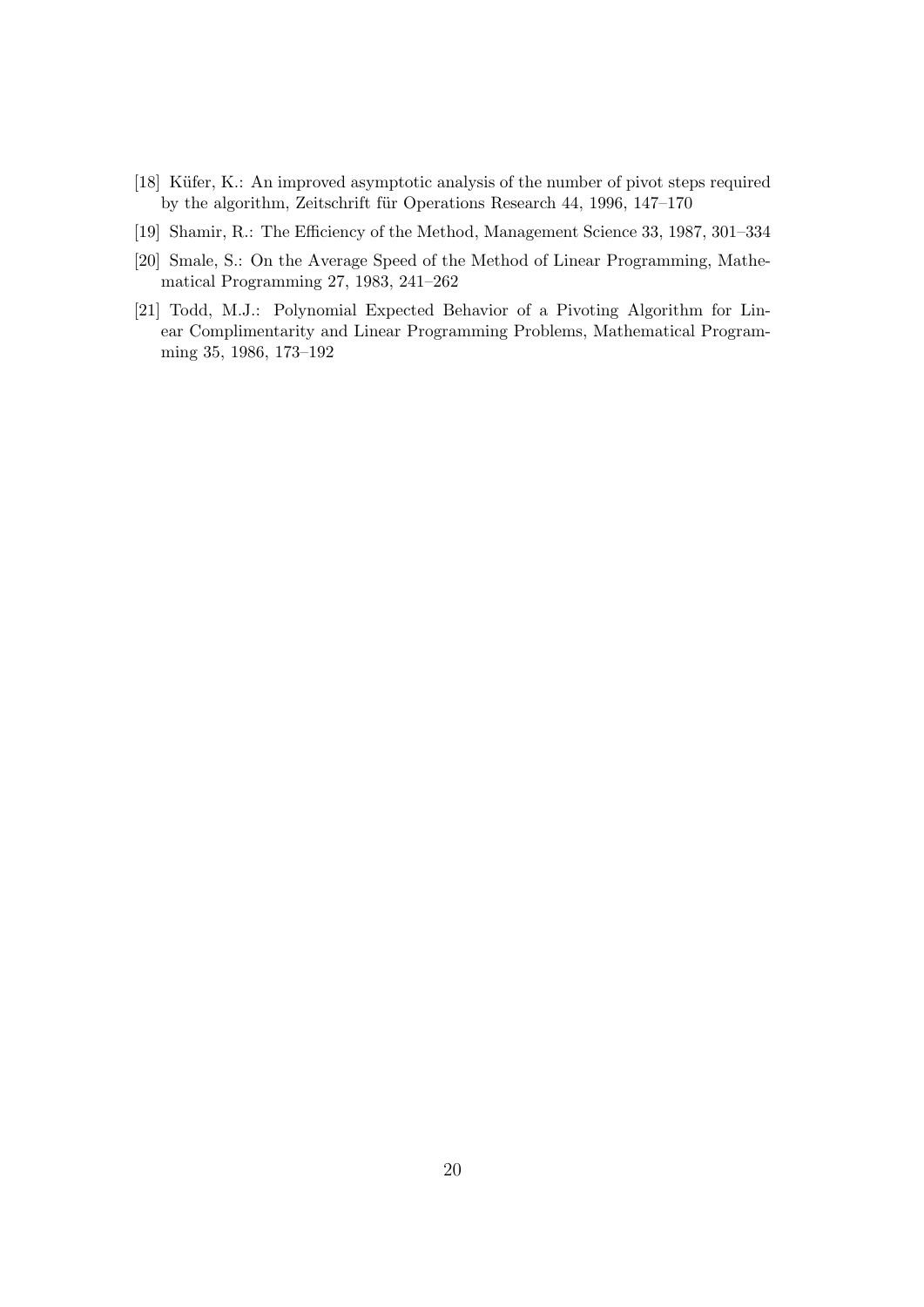[18] Küfer, K.: An improved asymptotic analysis of the number of pivot steps required by the algorithm, Zeitschrift für Operations Research 44, 1996, 147–170

[19] Shamir, R.: The Efficiency of the Method, Management Science 33, 1987, 301–334

[20] Smale, S.: On the Average Speed of the Method of Linear Programming, Mathematical Programming 27, 1983, 241–262

[21] Todd, M.J.: Polynomial Expected Behavior of a Pivoting Algorithm for Linear Complimentarity and Linear Programming Problems, Mathematical Programming 35, 1986, 173–192